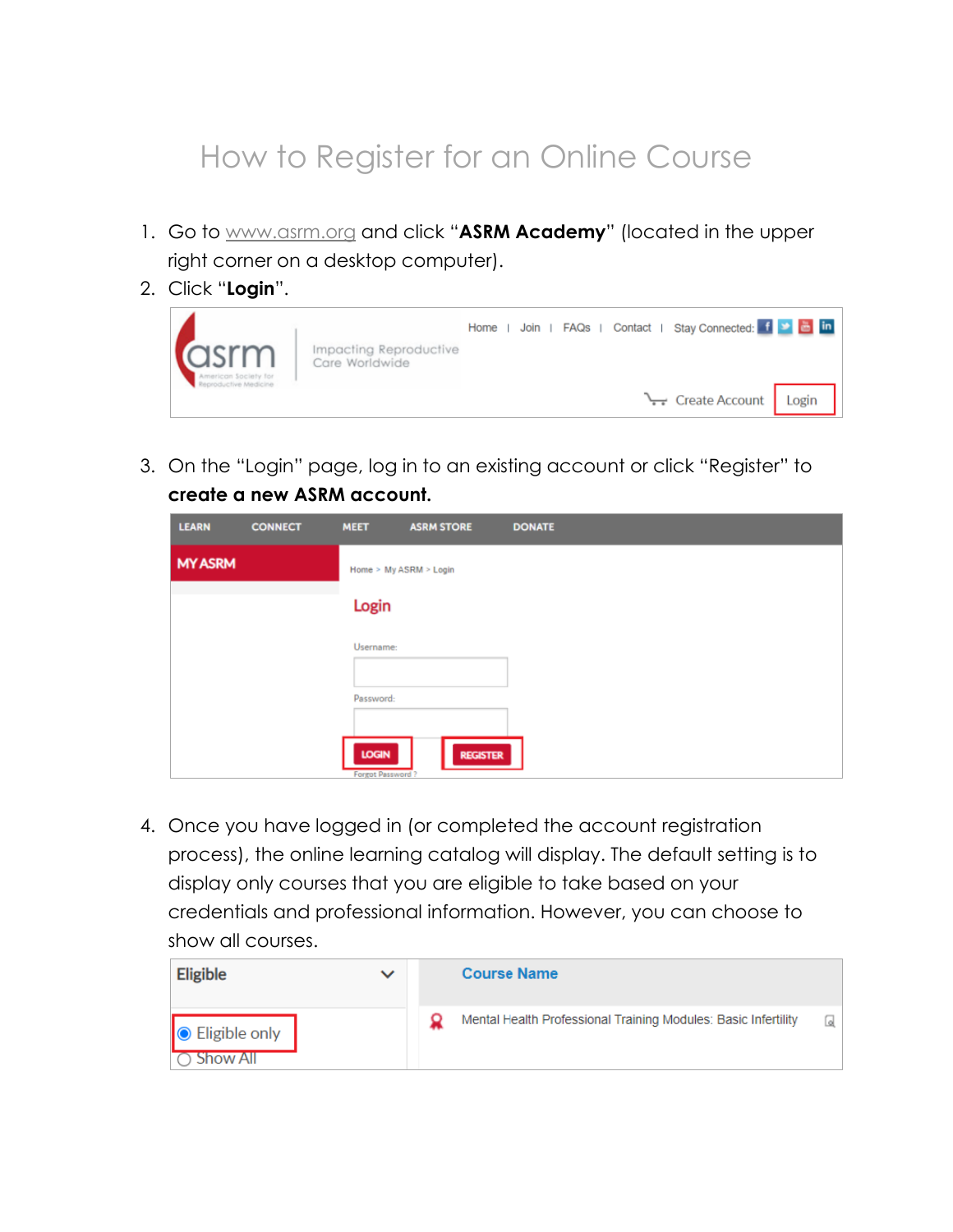# How to Register for an Online Course

1. Go to www.asrm.org and click "**ASRM Academy**" (located in the upper right corner on a desktop computer).
2. Click "**Login**".
3. On the "Login" page, log in to an existing account or click "Register" to **create a new ASRM account.**
4. Once you have logged in (or completed the account registration process), the online learning catalog will display. The default setting is to display only courses that you are eligible to take based on your credentials and professional information. However, you can choose to show all courses.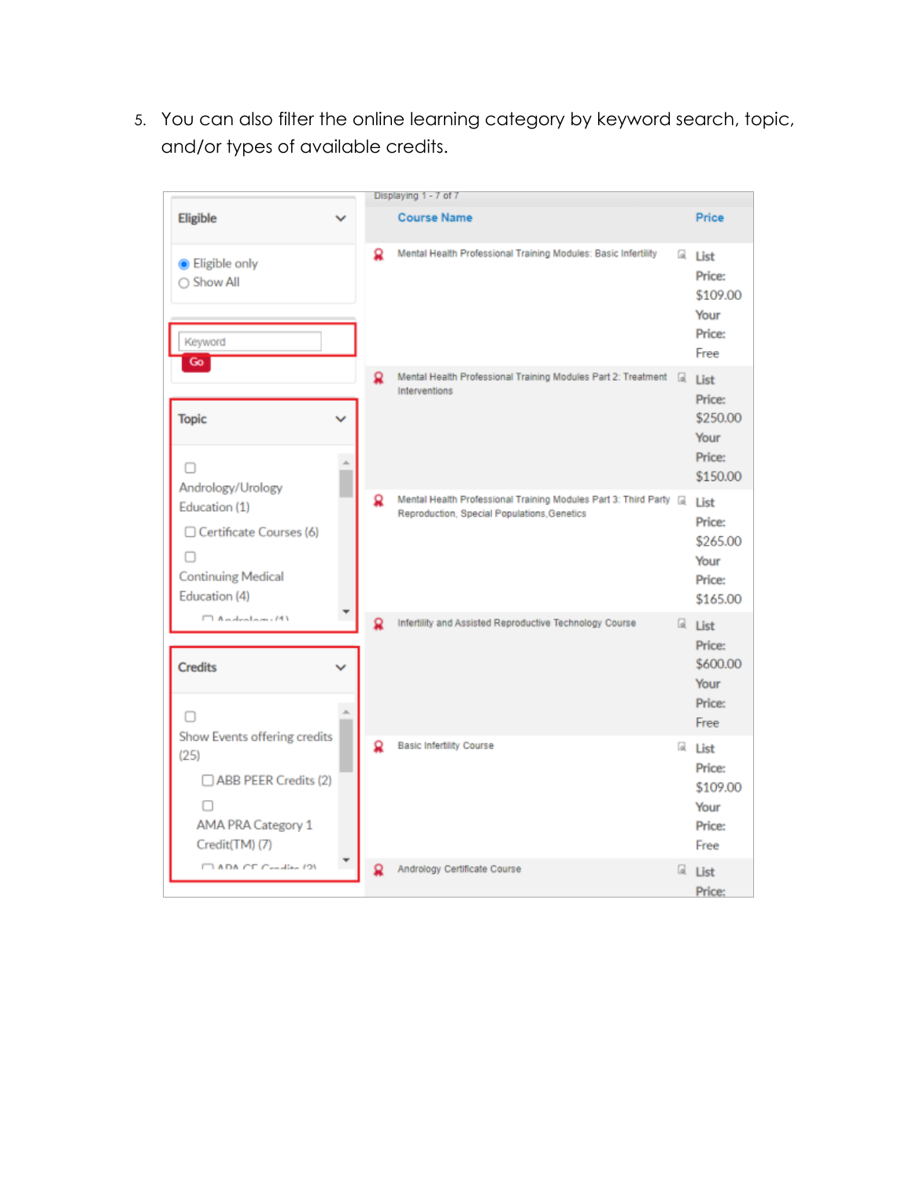5. You can also filter the online learning category by keyword search, topic, and/or types of available credits.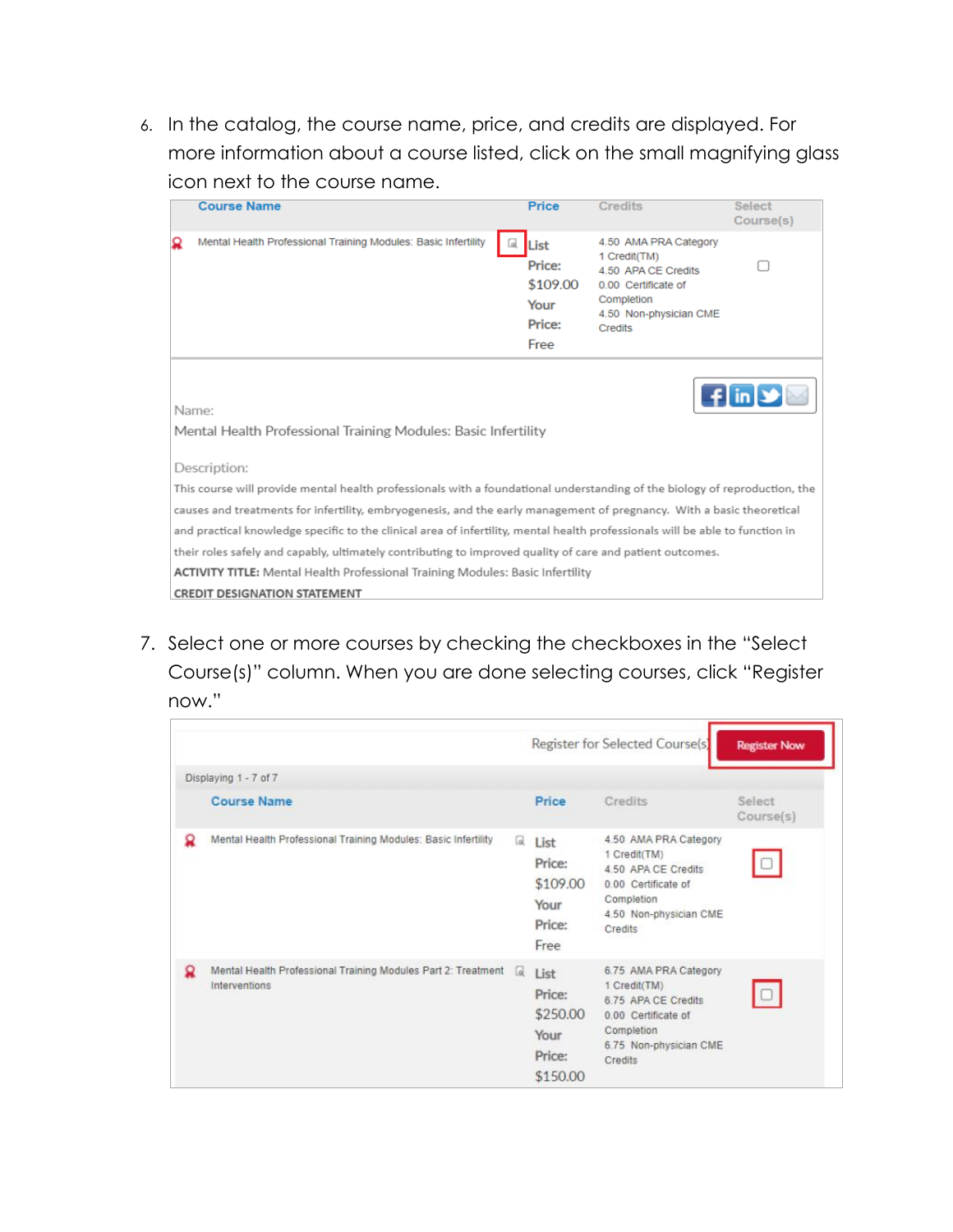6. In the catalog, the course name, price, and credits are displayed. For more information about a course listed, click on the small magnifying glass icon next to the course name.

| Course Name | Price | Credits | Select Course(s) |
| --- | --- | --- | --- |
| Mental Health Professional Training Modules: Basic Infertility | List Price: $109.00 Your Price: Free | 4.50 AMA PRA Category 1 Credit(TM) 4.50 APA CE Credits 0.00 Certificate of Completion 4.50 Non-physician CME Credits | ☐ |

Name:

Mental Health Professional Training Modules: Basic Infertility

Description:

This course will provide mental health professionals with a foundational understanding of the biology of reproduction, the causes and treatments for infertility, embryogenesis, and the early management of pregnancy. With a basic theoretical and practical knowledge specific to the clinical area of infertility, mental health professionals will be able to function in their roles safely and capably, ultimately contributing to improved quality of care and patient outcomes.

**ACTIVITY TITLE:** Mental Health Professional Training Modules: Basic Infertility

**CREDIT DESIGNATION STATEMENT**

7. Select one or more courses by checking the checkboxes in the "Select Course(s)" column. When you are done selecting courses, click "Register now."

Register for Selected Course(s) **Register Now**

Displaying 1 - 7 of 7

| Course Name | Price | Credits | Select Course(s) |
| --- | --- | --- | --- |
| Mental Health Professional Training Modules: Basic Infertility | List Price: $109.00 Your Price: Free | 4.50 AMA PRA Category 1 Credit(TM) 4.50 APA CE Credits 0.00 Certificate of Completion 4.50 Non-physician CME Credits | ☐ |
| Mental Health Professional Training Modules Part 2: Treatment Interventions | List Price: $250.00 Your Price: $150.00 | 6.75 AMA PRA Category 1 Credit(TM) 6.75 APA CE Credits 0.00 Certificate of Completion 6.75 Non-physician CME Credits | ☐ |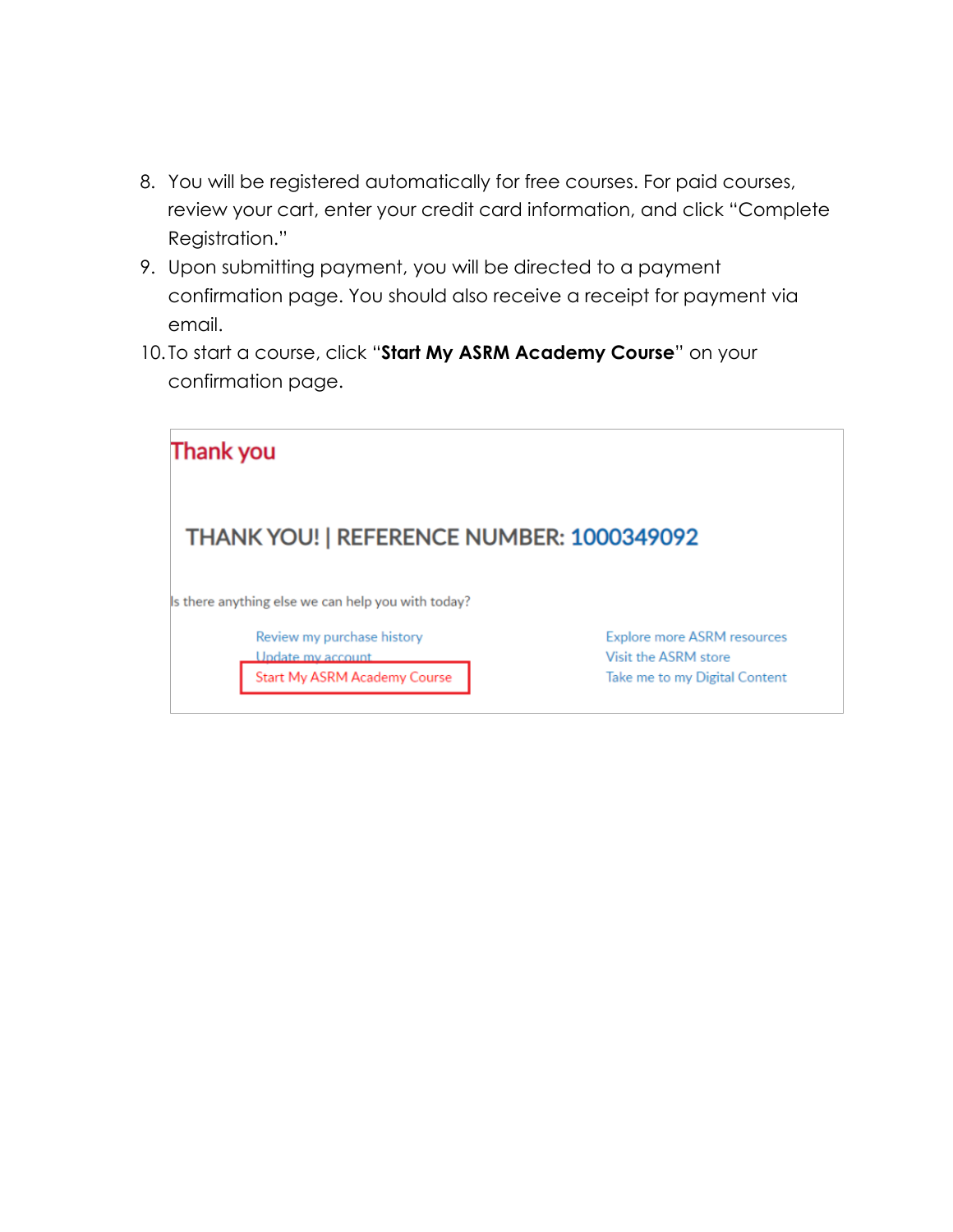8. You will be registered automatically for free courses. For paid courses, review your cart, enter your credit card information, and click "Complete Registration."
9. Upon submitting payment, you will be directed to a payment confirmation page. You should also receive a receipt for payment via email.
10. To start a course, click "**Start My ASRM Academy Course**" on your confirmation page.

Thank you

THANK YOU! | REFERENCE NUMBER: 1000349092

Is there anything else we can help you with today?

Review my purchase history
Update my account
Start My ASRM Academy Course

Explore more ASRM resources
Visit the ASRM store
Take me to my Digital Content